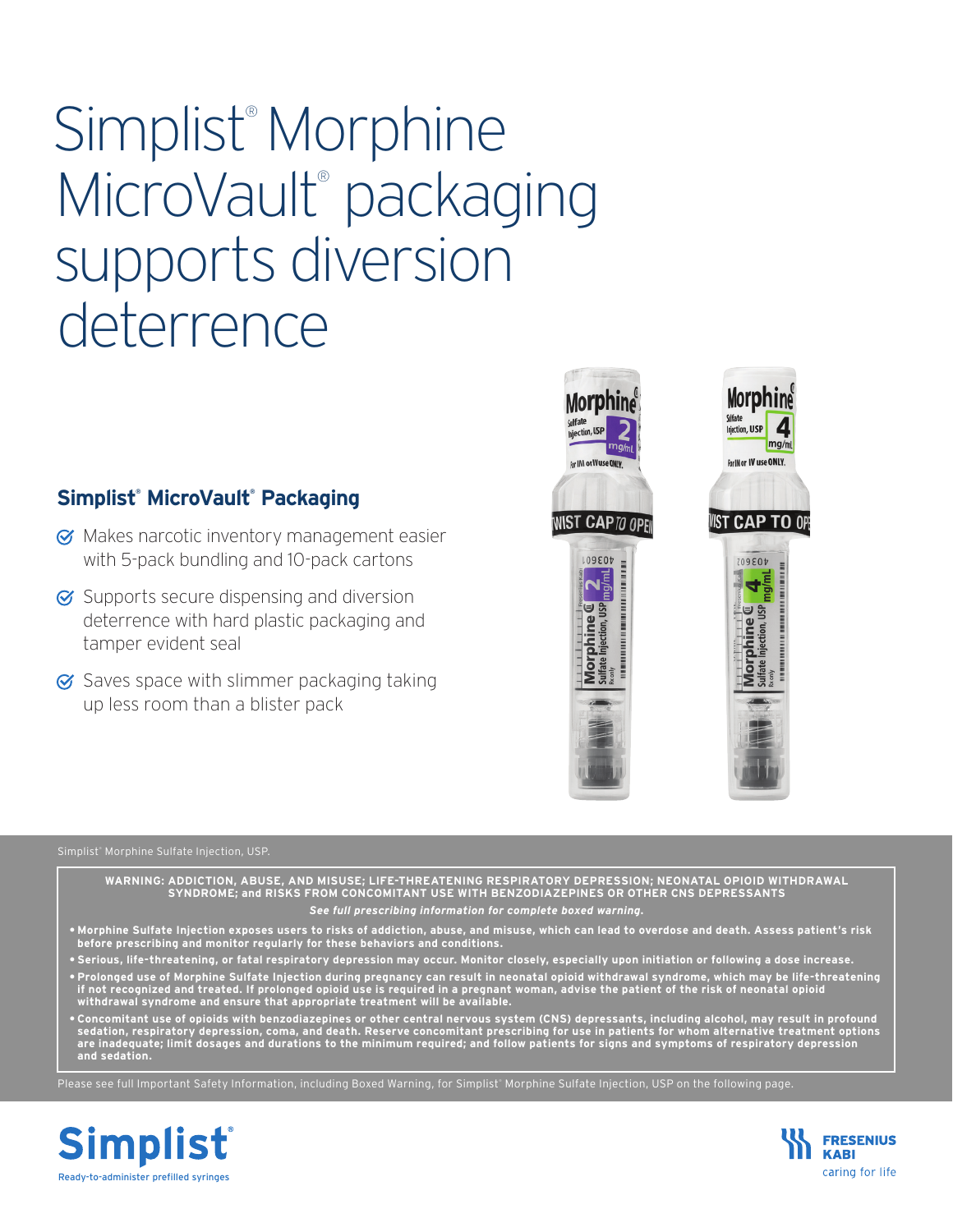# Simplist® Morphine MicroVault® packaging supports diversion deterrence

## Simplist® MicroVault® Packaging

- Makes narcotic inventory management easier with 5-pack bundling and 10-pack cartons
- Supports secure dispensing and diversion deterrence with hard plastic packaging and tamper evident seal
- Saves space with slimmer packaging taking up less room than a blister pack

Simplist® Morphine Sulfate Injection, USP.

**WARNING: ADDICTION, ABUSE, AND MISUSE; LIFE-THREATENING RESPIRATORY DEPRESSION; NEONATAL OPIOID WITHDRAWAL SYNDROME; and RISKS FROM CONCOMITANT USE WITH BENZODIAZEPINES OR OTHER CNS DEPRESSANTS**

***See full prescribing information for complete boxed warning.***

- **Morphine Sulfate Injection exposes users to risks of addiction, abuse, and misuse, which can lead to overdose and death. Assess patient's risk before prescribing and monitor regularly for these behaviors and conditions.**
- **Serious, life-threatening, or fatal respiratory depression may occur. Monitor closely, especially upon initiation or following a dose increase.**
- **Prolonged use of Morphine Sulfate Injection during pregnancy can result in neonatal opioid withdrawal syndrome, which may be life-threatening if not recognized and treated. If prolonged opioid use is required in a pregnant woman, advise the patient of the risk of neonatal opioid withdrawal syndrome and ensure that appropriate treatment will be available.**
- **Concomitant use of opioids with benzodiazepines or other central nervous system (CNS) depressants, including alcohol, may result in profound sedation, respiratory depression, coma, and death. Reserve concomitant prescribing for use in patients for whom alternative treatment options are inadequate; limit dosages and durations to the minimum required; and follow patients for signs and symptoms of respiratory depression and sedation.**

Please see full Important Safety Information, including Boxed Warning, for Simplist® Morphine Sulfate Injection, USP on the following page.

Simplist® Ready-to-administer prefilled syringes

FRESENIUS KABI caring for life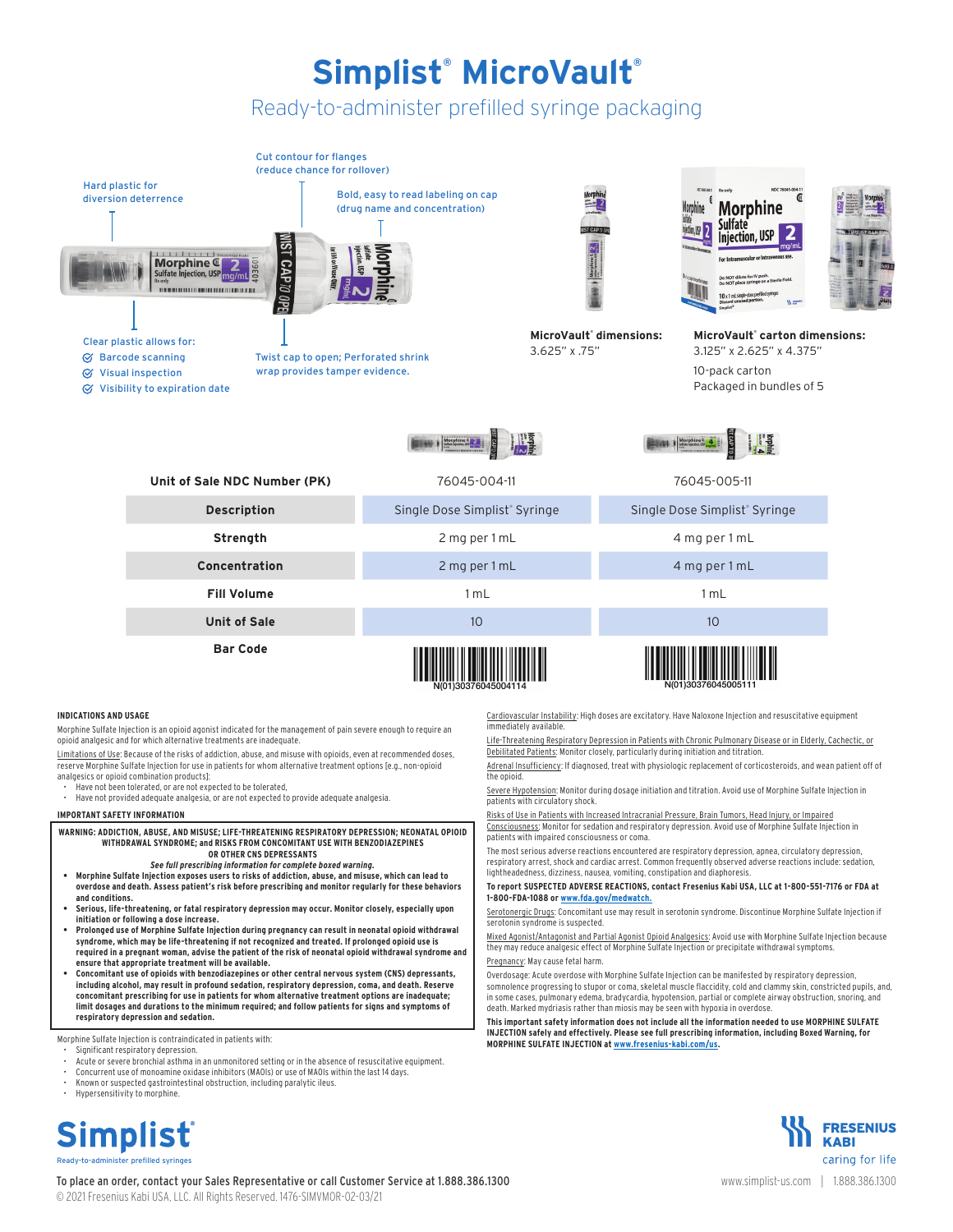# Simplist® MicroVault®

## Ready-to-administer prefilled syringe packaging

Hard plastic for diversion deterrence

Cut contour for flanges (reduce chance for rollover)

Bold, easy to read labeling on cap (drug name and concentration)

Clear plastic allows for:
- Barcode scanning
- Visual inspection
- Visibility to expiration date

Twist cap to open; Perforated shrink wrap provides tamper evidence.

**MicroVault® dimensions:**
3.625" x .75"

**MicroVault® carton dimensions:**
3.125" x 2.625" x 4.375"

10-pack carton
Packaged in bundles of 5

| Unit of Sale NDC Number (PK) | 76045-004-11 | 76045-005-11 |
|---|---|---|
| Description | Single Dose Simplist® Syringe | Single Dose Simplist® Syringe |
| Strength | 2 mg per 1 mL | 4 mg per 1 mL |
| Concentration | 2 mg per 1 mL | 4 mg per 1 mL |
| Fill Volume | 1 mL | 1 mL |
| Unit of Sale | 10 | 10 |
| Bar Code | N(01)30376045004114 | N(01)30376045005111 |

### INDICATIONS AND USAGE

Morphine Sulfate Injection is an opioid agonist indicated for the management of pain severe enough to require an opioid analgesic and for which alternative treatments are inadequate.

Limitations of Use: Because of the risks of addiction, abuse, and misuse with opioids, even at recommended doses, reserve Morphine Sulfate Injection for use in patients for whom alternative treatment options [e.g., non-opioid analgesics or opioid combination products]:
- Have not been tolerated, or are not expected to be tolerated,
- Have not provided adequate analgesia, or are not expected to provide adequate analgesia.

### IMPORTANT SAFETY INFORMATION

**WARNING: ADDICTION, ABUSE, AND MISUSE; LIFE-THREATENING RESPIRATORY DEPRESSION; NEONATAL OPIOID WITHDRAWAL SYNDROME; and RISKS FROM CONCOMITANT USE WITH BENZODIAZEPINES OR OTHER CNS DEPRESSANTS**

***See full prescribing information for complete boxed warning.***

- **Morphine Sulfate Injection exposes users to risks of addiction, abuse, and misuse, which can lead to overdose and death. Assess patient's risk before prescribing and monitor regularly for these behaviors and conditions.**
- **Serious, life-threatening, or fatal respiratory depression may occur. Monitor closely, especially upon initiation or following a dose increase.**
- **Prolonged use of Morphine Sulfate Injection during pregnancy can result in neonatal opioid withdrawal syndrome, which may be life-threatening if not recognized and treated. If prolonged opioid use is required in a pregnant woman, advise the patient of the risk of neonatal opioid withdrawal syndrome and ensure that appropriate treatment will be available.**
- **Concomitant use of opioids with benzodiazepines or other central nervous system (CNS) depressants, including alcohol, may result in profound sedation, respiratory depression, coma, and death. Reserve concomitant prescribing for use in patients for whom alternative treatment options are inadequate; limit dosages and durations to the minimum required; and follow patients for signs and symptoms of respiratory depression and sedation.**

Morphine Sulfate Injection is contraindicated in patients with:
- Significant respiratory depression.
- Acute or severe bronchial asthma in an unmonitored setting or in the absence of resuscitative equipment.
- Concurrent use of monoamine oxidase inhibitors (MAOIs) or use of MAOIs within the last 14 days.
- Known or suspected gastrointestinal obstruction, including paralytic ileus.
- Hypersensitivity to morphine.

Cardiovascular Instability: High doses are excitatory. Have Naloxone Injection and resuscitative equipment immediately available.

Life-Threatening Respiratory Depression in Patients with Chronic Pulmonary Disease or in Elderly, Cachectic, or Debilitated Patients: Monitor closely, particularly during initiation and titration.

Adrenal Insufficiency: If diagnosed, treat with physiologic replacement of corticosteroids, and wean patient off of the opioid.

Severe Hypotension: Monitor during dosage initiation and titration. Avoid use of Morphine Sulfate Injection in patients with circulatory shock.

Risks of Use in Patients with Increased Intracranial Pressure, Brain Tumors, Head Injury, or Impaired Consciousness: Monitor for sedation and respiratory depression. Avoid use of Morphine Sulfate Injection in patients with impaired consciousness or coma.

The most serious adverse reactions encountered are respiratory depression, apnea, circulatory depression, respiratory arrest, shock and cardiac arrest. Common frequently observed adverse reactions include: sedation, lightheadedness, dizziness, nausea, vomiting, constipation and diaphoresis.

**To report SUSPECTED ADVERSE REACTIONS, contact Fresenius Kabi USA, LLC at 1-800-551-7176 or FDA at 1-800-FDA-1088 or www.fda.gov/medwatch.**

Serotonergic Drugs: Concomitant use may result in serotonin syndrome. Discontinue Morphine Sulfate Injection if serotonin syndrome is suspected.

Mixed Agonist/Antagonist and Partial Agonist Opioid Analgesics: Avoid use with Morphine Sulfate Injection because they may reduce analgesic effect of Morphine Sulfate Injection or precipitate withdrawal symptoms.

Pregnancy: May cause fetal harm.

Overdosage: Acute overdose with Morphine Sulfate Injection can be manifested by respiratory depression, somnolence progressing to stupor or coma, skeletal muscle flaccidity, cold and clammy skin, constricted pupils, and, in some cases, pulmonary edema, bradycardia, hypotension, partial or complete airway obstruction, snoring, and death. Marked mydriasis rather than miosis may be seen with hypoxia in overdose.

**This important safety information does not include all the information needed to use MORPHINE SULFATE INJECTION safely and effectively. Please see full prescribing information, including Boxed Warning, for MORPHINE SULFATE INJECTION at www.fresenius-kabi.com/us.**

Simplist®
Ready-to-administer prefilled syringes

FRESENIUS KABI
caring for life

To place an order, contact your Sales Representative or call Customer Service at 1.888.386.1300

www.simplist-us.com | 1.888.386.1300

© 2021 Fresenius Kabi USA, LLC. All Rights Reserved. 1476-SIMVMOR-02-03/21